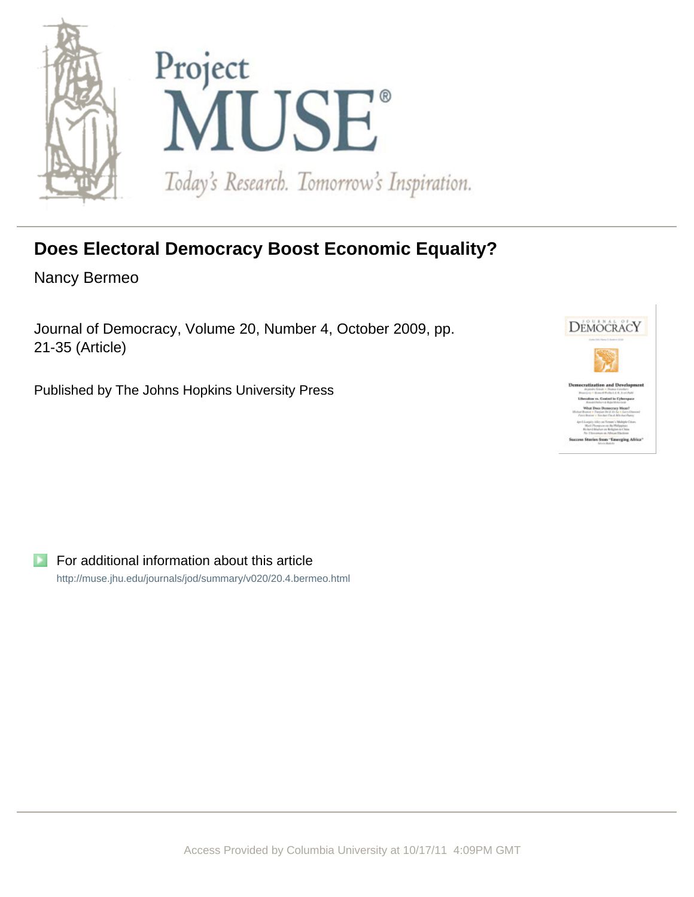# Does Electoral Democracy Boost Economic Equality?

Nancy Bermeo

Journal of Democracy, Volume 20, Number 4, October 2009, pp. 21-35 (Article)

Published by The Johns Hopkins University Press

For additional information about this article

http://muse.jhu.edu/journals/jod/summary/v020/20.4.bermeo.html

Access Provided by Columbia University at 10/17/11 4:09PM GMT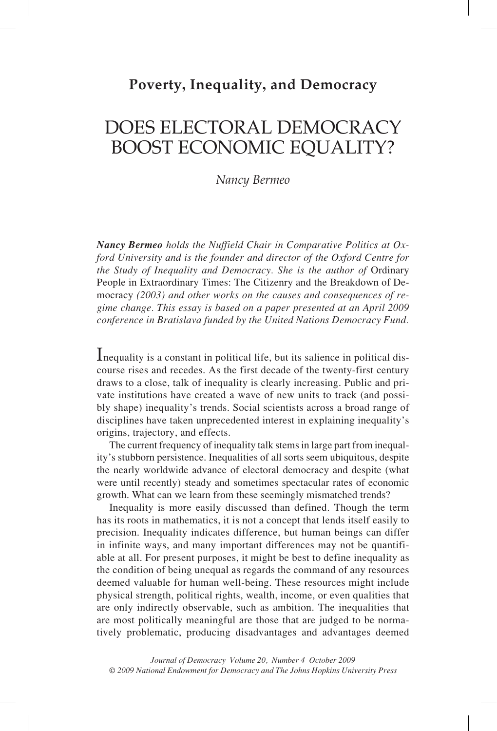**Poverty, Inequality, and Democracy**

# DOES ELECTORAL DEMOCRACY BOOST ECONOMIC EQUALITY?

*Nancy Bermeo*

***Nancy Bermeo** holds the Nuffield Chair in Comparative Politics at Oxford University and is the founder and director of the Oxford Centre for the Study of Inequality and Democracy. She is the author of* Ordinary People in Extraordinary Times: The Citizenry and the Breakdown of Democracy *(2003) and other works on the causes and consequences of regime change. This essay is based on a paper presented at an April 2009 conference in Bratislava funded by the United Nations Democracy Fund.*

Inequality is a constant in political life, but its salience in political discourse rises and recedes. As the first decade of the twenty-first century draws to a close, talk of inequality is clearly increasing. Public and private institutions have created a wave of new units to track (and possibly shape) inequality's trends. Social scientists across a broad range of disciplines have taken unprecedented interest in explaining inequality's origins, trajectory, and effects.

The current frequency of inequality talk stems in large part from inequality's stubborn persistence. Inequalities of all sorts seem ubiquitous, despite the nearly worldwide advance of electoral democracy and despite (what were until recently) steady and sometimes spectacular rates of economic growth. What can we learn from these seemingly mismatched trends?

Inequality is more easily discussed than defined. Though the term has its roots in mathematics, it is not a concept that lends itself easily to precision. Inequality indicates difference, but human beings can differ in infinite ways, and many important differences may not be quantifiable at all. For present purposes, it might be best to define inequality as the condition of being unequal as regards the command of any resources deemed valuable for human well-being. These resources might include physical strength, political rights, wealth, income, or even qualities that are only indirectly observable, such as ambition. The inequalities that are most politically meaningful are those that are judged to be normatively problematic, producing disadvantages and advantages deemed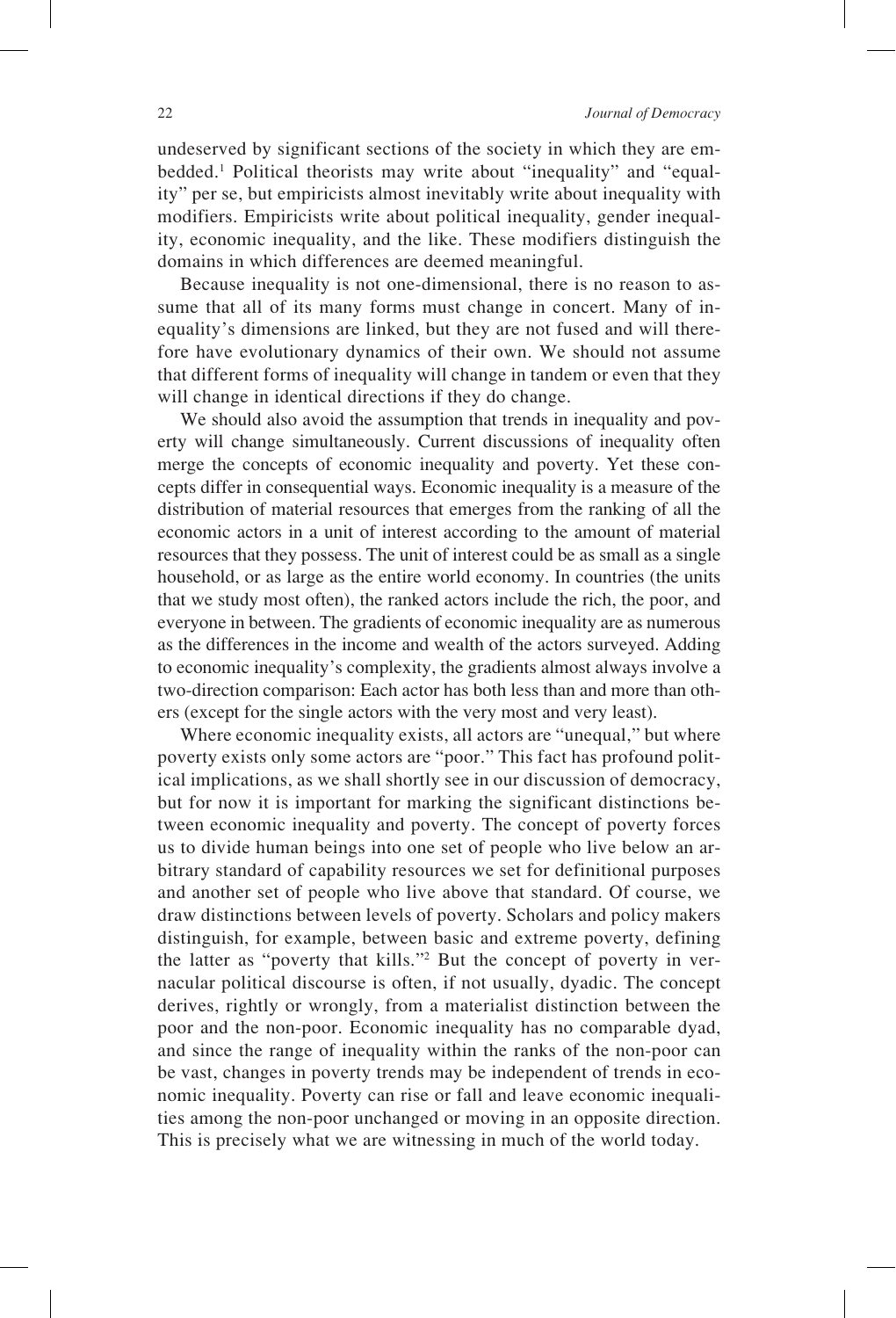undeserved by significant sections of the society in which they are embedded.[1] Political theorists may write about "inequality" and "equality" per se, but empiricists almost inevitably write about inequality with modifiers. Empiricists write about political inequality, gender inequality, economic inequality, and the like. These modifiers distinguish the domains in which differences are deemed meaningful.

Because inequality is not one-dimensional, there is no reason to assume that all of its many forms must change in concert. Many of inequality's dimensions are linked, but they are not fused and will therefore have evolutionary dynamics of their own. We should not assume that different forms of inequality will change in tandem or even that they will change in identical directions if they do change.

We should also avoid the assumption that trends in inequality and poverty will change simultaneously. Current discussions of inequality often merge the concepts of economic inequality and poverty. Yet these concepts differ in consequential ways. Economic inequality is a measure of the distribution of material resources that emerges from the ranking of all the economic actors in a unit of interest according to the amount of material resources that they possess. The unit of interest could be as small as a single household, or as large as the entire world economy. In countries (the units that we study most often), the ranked actors include the rich, the poor, and everyone in between. The gradients of economic inequality are as numerous as the differences in the income and wealth of the actors surveyed. Adding to economic inequality's complexity, the gradients almost always involve a two-direction comparison: Each actor has both less than and more than others (except for the single actors with the very most and very least).

Where economic inequality exists, all actors are "unequal," but where poverty exists only some actors are "poor." This fact has profound political implications, as we shall shortly see in our discussion of democracy, but for now it is important for marking the significant distinctions between economic inequality and poverty. The concept of poverty forces us to divide human beings into one set of people who live below an arbitrary standard of capability resources we set for definitional purposes and another set of people who live above that standard. Of course, we draw distinctions between levels of poverty. Scholars and policy makers distinguish, for example, between basic and extreme poverty, defining the latter as "poverty that kills."[2] But the concept of poverty in vernacular political discourse is often, if not usually, dyadic. The concept derives, rightly or wrongly, from a materialist distinction between the poor and the non-poor. Economic inequality has no comparable dyad, and since the range of inequality within the ranks of the non-poor can be vast, changes in poverty trends may be independent of trends in economic inequality. Poverty can rise or fall and leave economic inequalities among the non-poor unchanged or moving in an opposite direction. This is precisely what we are witnessing in much of the world today.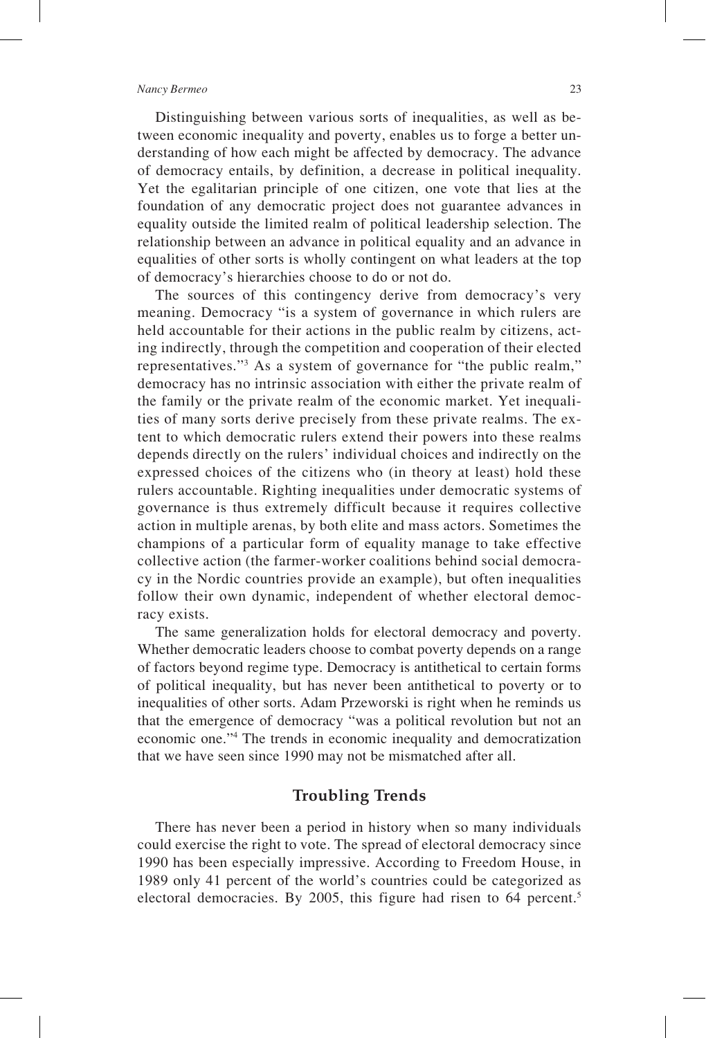Distinguishing between various sorts of inequalities, as well as between economic inequality and poverty, enables us to forge a better understanding of how each might be affected by democracy. The advance of democracy entails, by definition, a decrease in political inequality. Yet the egalitarian principle of one citizen, one vote that lies at the foundation of any democratic project does not guarantee advances in equality outside the limited realm of political leadership selection. The relationship between an advance in political equality and an advance in equalities of other sorts is wholly contingent on what leaders at the top of democracy's hierarchies choose to do or not do.

The sources of this contingency derive from democracy's very meaning. Democracy "is a system of governance in which rulers are held accountable for their actions in the public realm by citizens, acting indirectly, through the competition and cooperation of their elected representatives."[3] As a system of governance for "the public realm," democracy has no intrinsic association with either the private realm of the family or the private realm of the economic market. Yet inequalities of many sorts derive precisely from these private realms. The extent to which democratic rulers extend their powers into these realms depends directly on the rulers' individual choices and indirectly on the expressed choices of the citizens who (in theory at least) hold these rulers accountable. Righting inequalities under democratic systems of governance is thus extremely difficult because it requires collective action in multiple arenas, by both elite and mass actors. Sometimes the champions of a particular form of equality manage to take effective collective action (the farmer-worker coalitions behind social democracy in the Nordic countries provide an example), but often inequalities follow their own dynamic, independent of whether electoral democracy exists.

The same generalization holds for electoral democracy and poverty. Whether democratic leaders choose to combat poverty depends on a range of factors beyond regime type. Democracy is antithetical to certain forms of political inequality, but has never been antithetical to poverty or to inequalities of other sorts. Adam Przeworski is right when he reminds us that the emergence of democracy "was a political revolution but not an economic one."[4] The trends in economic inequality and democratization that we have seen since 1990 may not be mismatched after all.

## Troubling Trends

There has never been a period in history when so many individuals could exercise the right to vote. The spread of electoral democracy since 1990 has been especially impressive. According to Freedom House, in 1989 only 41 percent of the world's countries could be categorized as electoral democracies. By 2005, this figure had risen to 64 percent.[5]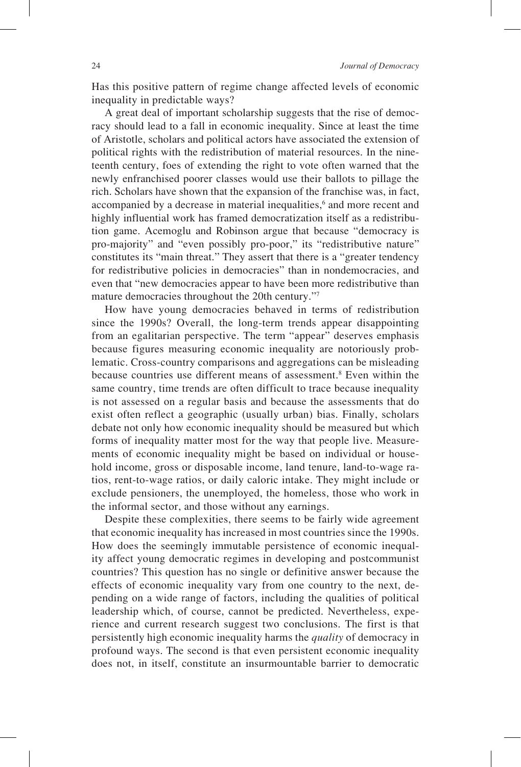Has this positive pattern of regime change affected levels of economic inequality in predictable ways?

A great deal of important scholarship suggests that the rise of democracy should lead to a fall in economic inequality. Since at least the time of Aristotle, scholars and political actors have associated the extension of political rights with the redistribution of material resources. In the nineteenth century, foes of extending the right to vote often warned that the newly enfranchised poorer classes would use their ballots to pillage the rich. Scholars have shown that the expansion of the franchise was, in fact, accompanied by a decrease in material inequalities,[6] and more recent and highly influential work has framed democratization itself as a redistribution game. Acemoglu and Robinson argue that because "democracy is pro-majority" and "even possibly pro-poor," its "redistributive nature" constitutes its "main threat." They assert that there is a "greater tendency for redistributive policies in democracies" than in nondemocracies, and even that "new democracies appear to have been more redistributive than mature democracies throughout the 20th century."[7]

How have young democracies behaved in terms of redistribution since the 1990s? Overall, the long-term trends appear disappointing from an egalitarian perspective. The term "appear" deserves emphasis because figures measuring economic inequality are notoriously problematic. Cross-country comparisons and aggregations can be misleading because countries use different means of assessment.[8] Even within the same country, time trends are often difficult to trace because inequality is not assessed on a regular basis and because the assessments that do exist often reflect a geographic (usually urban) bias. Finally, scholars debate not only how economic inequality should be measured but which forms of inequality matter most for the way that people live. Measurements of economic inequality might be based on individual or household income, gross or disposable income, land tenure, land-to-wage ratios, rent-to-wage ratios, or daily caloric intake. They might include or exclude pensioners, the unemployed, the homeless, those who work in the informal sector, and those without any earnings.

Despite these complexities, there seems to be fairly wide agreement that economic inequality has increased in most countries since the 1990s. How does the seemingly immutable persistence of economic inequality affect young democratic regimes in developing and postcommunist countries? This question has no single or definitive answer because the effects of economic inequality vary from one country to the next, depending on a wide range of factors, including the qualities of political leadership which, of course, cannot be predicted. Nevertheless, experience and current research suggest two conclusions. The first is that persistently high economic inequality harms the *quality* of democracy in profound ways. The second is that even persistent economic inequality does not, in itself, constitute an insurmountable barrier to democratic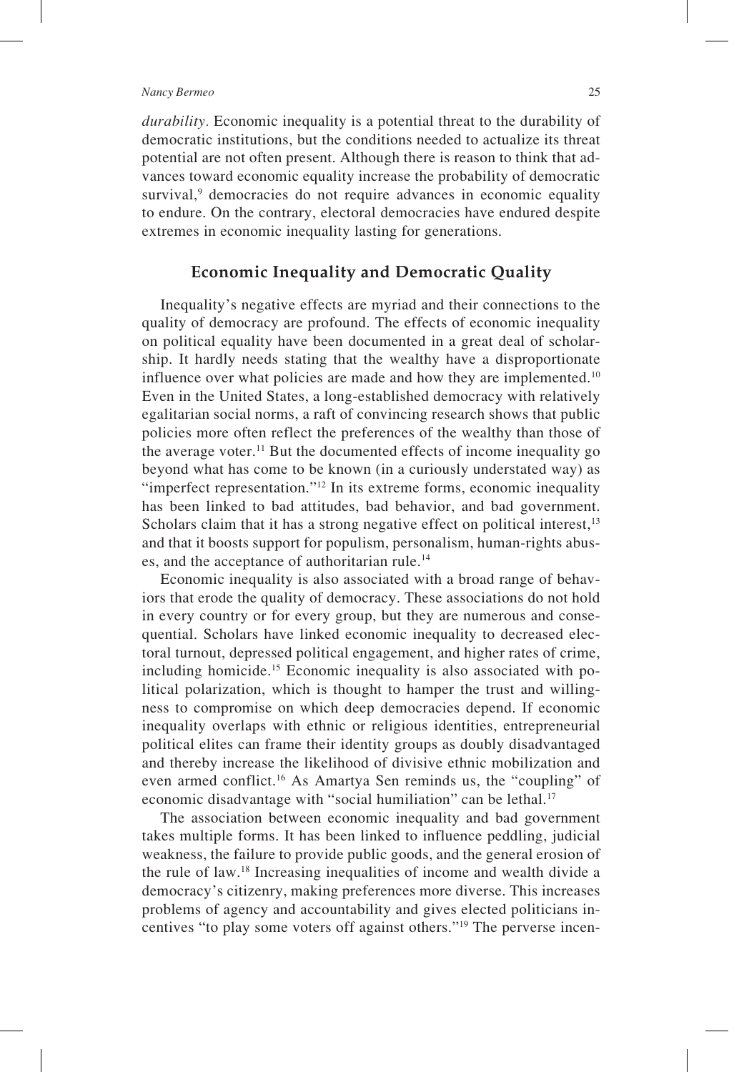*durability*. Economic inequality is a potential threat to the durability of democratic institutions, but the conditions needed to actualize its threat potential are not often present. Although there is reason to think that advances toward economic equality increase the probability of democratic survival,[9] democracies do not require advances in economic equality to endure. On the contrary, electoral democracies have endured despite extremes in economic inequality lasting for generations.

## Economic Inequality and Democratic Quality

Inequality's negative effects are myriad and their connections to the quality of democracy are profound. The effects of economic inequality on political equality have been documented in a great deal of scholarship. It hardly needs stating that the wealthy have a disproportionate influence over what policies are made and how they are implemented.[10] Even in the United States, a long-established democracy with relatively egalitarian social norms, a raft of convincing research shows that public policies more often reflect the preferences of the wealthy than those of the average voter.[11] But the documented effects of income inequality go beyond what has come to be known (in a curiously understated way) as "imperfect representation."[12] In its extreme forms, economic inequality has been linked to bad attitudes, bad behavior, and bad government. Scholars claim that it has a strong negative effect on political interest,[13] and that it boosts support for populism, personalism, human-rights abuses, and the acceptance of authoritarian rule.[14]

Economic inequality is also associated with a broad range of behaviors that erode the quality of democracy. These associations do not hold in every country or for every group, but they are numerous and consequential. Scholars have linked economic inequality to decreased electoral turnout, depressed political engagement, and higher rates of crime, including homicide.[15] Economic inequality is also associated with political polarization, which is thought to hamper the trust and willingness to compromise on which deep democracies depend. If economic inequality overlaps with ethnic or religious identities, entrepreneurial political elites can frame their identity groups as doubly disadvantaged and thereby increase the likelihood of divisive ethnic mobilization and even armed conflict.[16] As Amartya Sen reminds us, the "coupling" of economic disadvantage with "social humiliation" can be lethal.[17]

The association between economic inequality and bad government takes multiple forms. It has been linked to influence peddling, judicial weakness, the failure to provide public goods, and the general erosion of the rule of law.[18] Increasing inequalities of income and wealth divide a democracy's citizenry, making preferences more diverse. This increases problems of agency and accountability and gives elected politicians incentives "to play some voters off against others."[19] The perverse incen-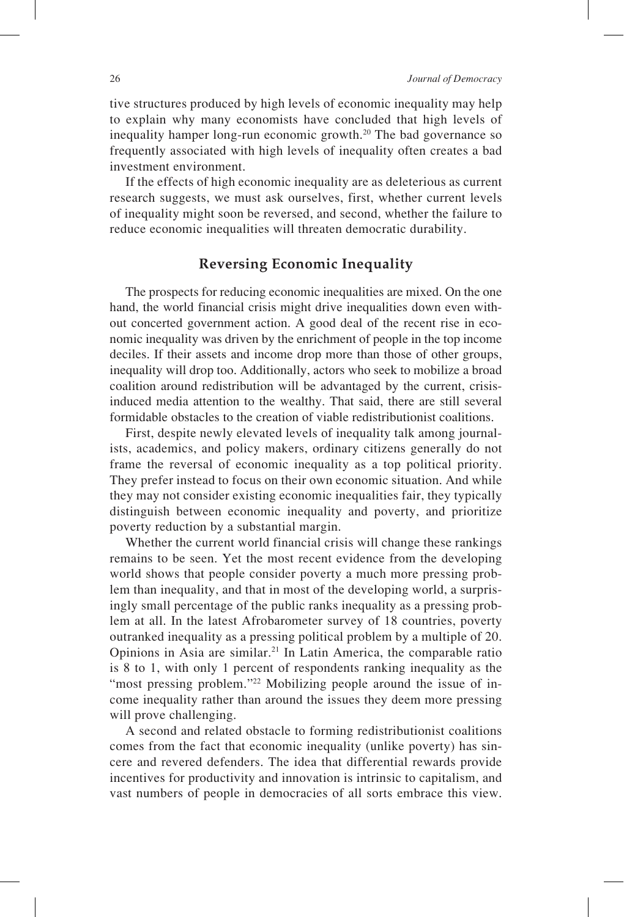tive structures produced by high levels of economic inequality may help to explain why many economists have concluded that high levels of inequality hamper long-run economic growth.[20] The bad governance so frequently associated with high levels of inequality often creates a bad investment environment.

If the effects of high economic inequality are as deleterious as current research suggests, we must ask ourselves, first, whether current levels of inequality might soon be reversed, and second, whether the failure to reduce economic inequalities will threaten democratic durability.

## Reversing Economic Inequality

The prospects for reducing economic inequalities are mixed. On the one hand, the world financial crisis might drive inequalities down even without concerted government action. A good deal of the recent rise in economic inequality was driven by the enrichment of people in the top income deciles. If their assets and income drop more than those of other groups, inequality will drop too. Additionally, actors who seek to mobilize a broad coalition around redistribution will be advantaged by the current, crisis-induced media attention to the wealthy. That said, there are still several formidable obstacles to the creation of viable redistributionist coalitions.

First, despite newly elevated levels of inequality talk among journalists, academics, and policy makers, ordinary citizens generally do not frame the reversal of economic inequality as a top political priority. They prefer instead to focus on their own economic situation. And while they may not consider existing economic inequalities fair, they typically distinguish between economic inequality and poverty, and prioritize poverty reduction by a substantial margin.

Whether the current world financial crisis will change these rankings remains to be seen. Yet the most recent evidence from the developing world shows that people consider poverty a much more pressing problem than inequality, and that in most of the developing world, a surprisingly small percentage of the public ranks inequality as a pressing problem at all. In the latest Afrobarometer survey of 18 countries, poverty outranked inequality as a pressing political problem by a multiple of 20. Opinions in Asia are similar.[21] In Latin America, the comparable ratio is 8 to 1, with only 1 percent of respondents ranking inequality as the "most pressing problem."[22] Mobilizing people around the issue of income inequality rather than around the issues they deem more pressing will prove challenging.

A second and related obstacle to forming redistributionist coalitions comes from the fact that economic inequality (unlike poverty) has sincere and revered defenders. The idea that differential rewards provide incentives for productivity and innovation is intrinsic to capitalism, and vast numbers of people in democracies of all sorts embrace this view.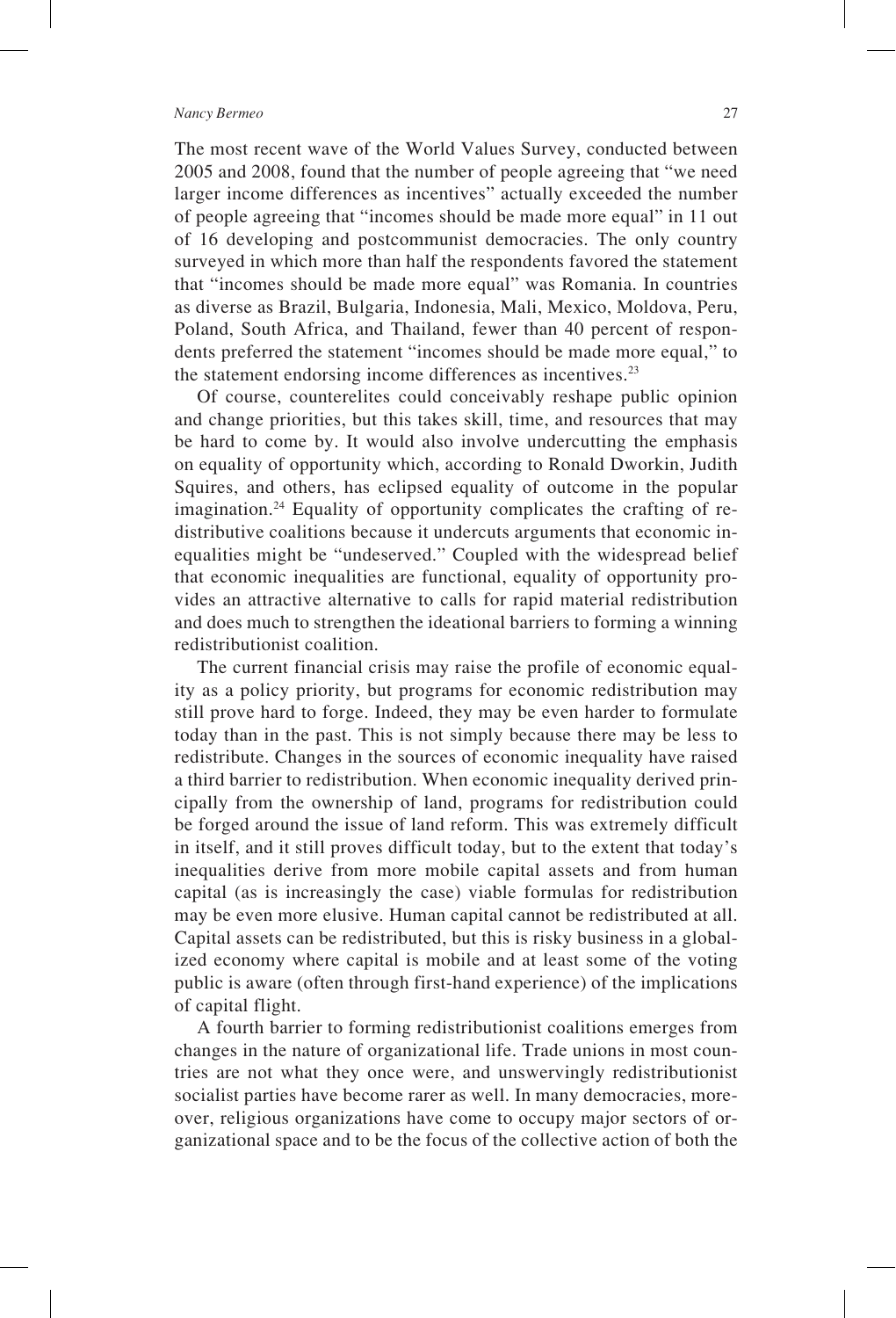The most recent wave of the World Values Survey, conducted between 2005 and 2008, found that the number of people agreeing that "we need larger income differences as incentives" actually exceeded the number of people agreeing that "incomes should be made more equal" in 11 out of 16 developing and postcommunist democracies. The only country surveyed in which more than half the respondents favored the statement that "incomes should be made more equal" was Romania. In countries as diverse as Brazil, Bulgaria, Indonesia, Mali, Mexico, Moldova, Peru, Poland, South Africa, and Thailand, fewer than 40 percent of respondents preferred the statement "incomes should be made more equal," to the statement endorsing income differences as incentives.[23]

Of course, counterelites could conceivably reshape public opinion and change priorities, but this takes skill, time, and resources that may be hard to come by. It would also involve undercutting the emphasis on equality of opportunity which, according to Ronald Dworkin, Judith Squires, and others, has eclipsed equality of outcome in the popular imagination.[24] Equality of opportunity complicates the crafting of redistributive coalitions because it undercuts arguments that economic inequalities might be "undeserved." Coupled with the widespread belief that economic inequalities are functional, equality of opportunity provides an attractive alternative to calls for rapid material redistribution and does much to strengthen the ideational barriers to forming a winning redistributionist coalition.

The current financial crisis may raise the profile of economic equality as a policy priority, but programs for economic redistribution may still prove hard to forge. Indeed, they may be even harder to formulate today than in the past. This is not simply because there may be less to redistribute. Changes in the sources of economic inequality have raised a third barrier to redistribution. When economic inequality derived principally from the ownership of land, programs for redistribution could be forged around the issue of land reform. This was extremely difficult in itself, and it still proves difficult today, but to the extent that today's inequalities derive from more mobile capital assets and from human capital (as is increasingly the case) viable formulas for redistribution may be even more elusive. Human capital cannot be redistributed at all. Capital assets can be redistributed, but this is risky business in a globalized economy where capital is mobile and at least some of the voting public is aware (often through first-hand experience) of the implications of capital flight.

A fourth barrier to forming redistributionist coalitions emerges from changes in the nature of organizational life. Trade unions in most countries are not what they once were, and unswervingly redistributionist socialist parties have become rarer as well. In many democracies, moreover, religious organizations have come to occupy major sectors of organizational space and to be the focus of the collective action of both the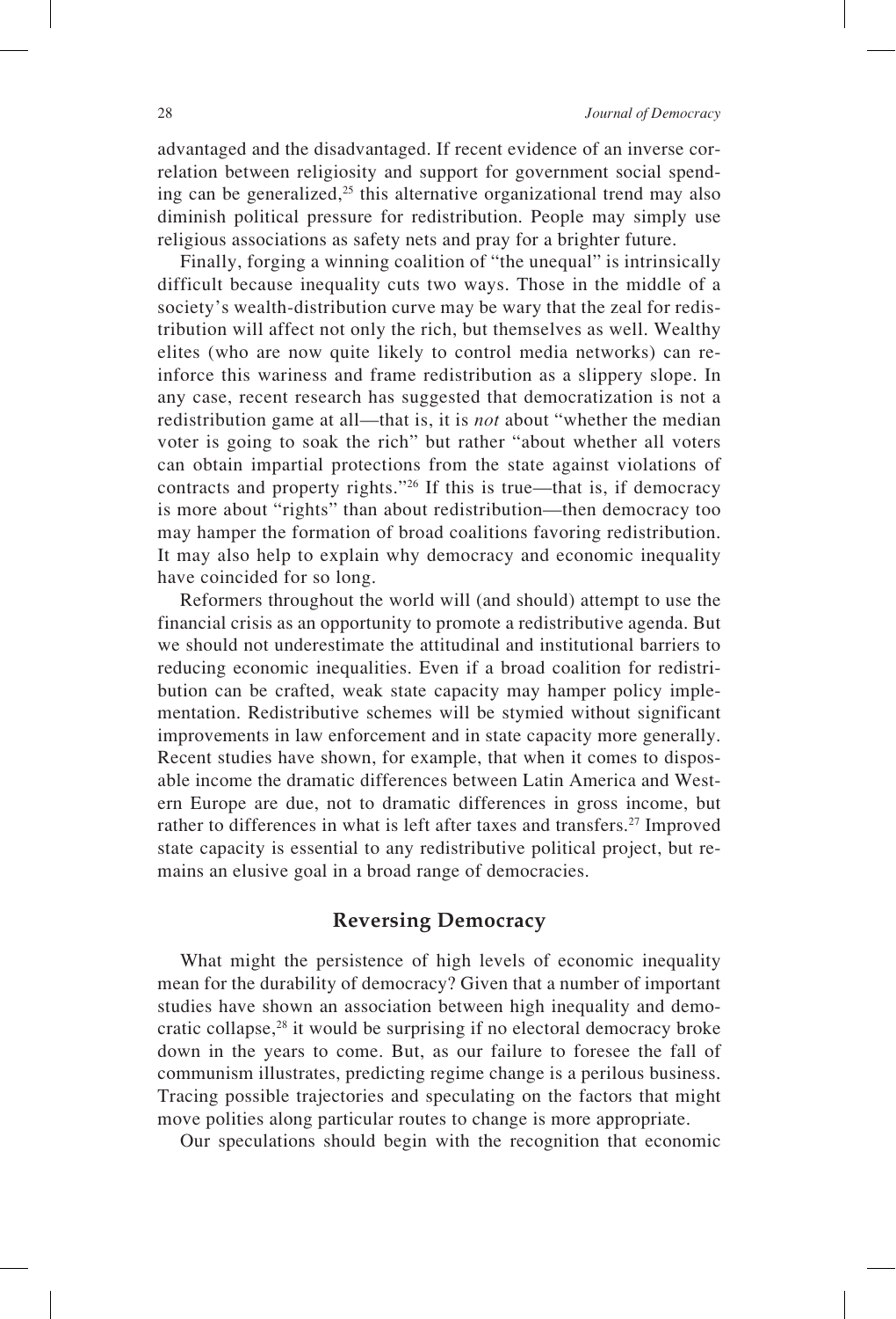advantaged and the disadvantaged. If recent evidence of an inverse correlation between religiosity and support for government social spending can be generalized,[25] this alternative organizational trend may also diminish political pressure for redistribution. People may simply use religious associations as safety nets and pray for a brighter future.

Finally, forging a winning coalition of "the unequal" is intrinsically difficult because inequality cuts two ways. Those in the middle of a society's wealth-distribution curve may be wary that the zeal for redistribution will affect not only the rich, but themselves as well. Wealthy elites (who are now quite likely to control media networks) can reinforce this wariness and frame redistribution as a slippery slope. In any case, recent research has suggested that democratization is not a redistribution game at all—that is, it is *not* about "whether the median voter is going to soak the rich" but rather "about whether all voters can obtain impartial protections from the state against violations of contracts and property rights."[26] If this is true—that is, if democracy is more about "rights" than about redistribution—then democracy too may hamper the formation of broad coalitions favoring redistribution. It may also help to explain why democracy and economic inequality have coincided for so long.

Reformers throughout the world will (and should) attempt to use the financial crisis as an opportunity to promote a redistributive agenda. But we should not underestimate the attitudinal and institutional barriers to reducing economic inequalities. Even if a broad coalition for redistribution can be crafted, weak state capacity may hamper policy implementation. Redistributive schemes will be stymied without significant improvements in law enforcement and in state capacity more generally. Recent studies have shown, for example, that when it comes to disposable income the dramatic differences between Latin America and Western Europe are due, not to dramatic differences in gross income, but rather to differences in what is left after taxes and transfers.[27] Improved state capacity is essential to any redistributive political project, but remains an elusive goal in a broad range of democracies.

## Reversing Democracy

What might the persistence of high levels of economic inequality mean for the durability of democracy? Given that a number of important studies have shown an association between high inequality and democratic collapse,[28] it would be surprising if no electoral democracy broke down in the years to come. But, as our failure to foresee the fall of communism illustrates, predicting regime change is a perilous business. Tracing possible trajectories and speculating on the factors that might move polities along particular routes to change is more appropriate.

Our speculations should begin with the recognition that economic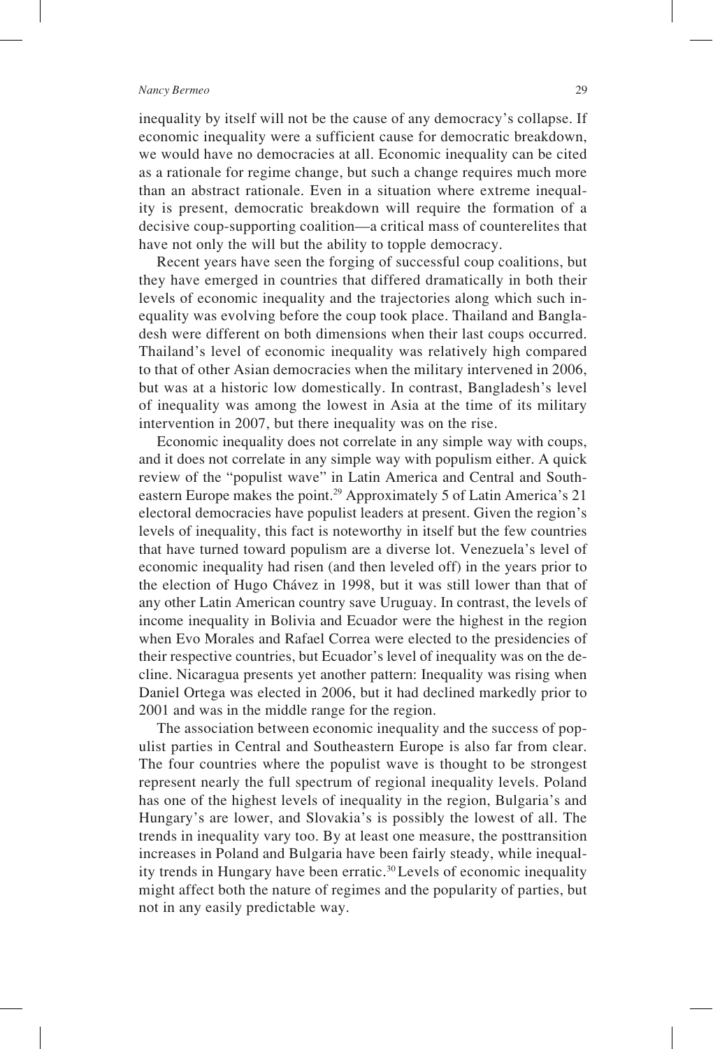inequality by itself will not be the cause of any democracy's collapse. If economic inequality were a sufficient cause for democratic breakdown, we would have no democracies at all. Economic inequality can be cited as a rationale for regime change, but such a change requires much more than an abstract rationale. Even in a situation where extreme inequality is present, democratic breakdown will require the formation of a decisive coup-supporting coalition—a critical mass of counterelites that have not only the will but the ability to topple democracy.

Recent years have seen the forging of successful coup coalitions, but they have emerged in countries that differed dramatically in both their levels of economic inequality and the trajectories along which such inequality was evolving before the coup took place. Thailand and Bangladesh were different on both dimensions when their last coups occurred. Thailand's level of economic inequality was relatively high compared to that of other Asian democracies when the military intervened in 2006, but was at a historic low domestically. In contrast, Bangladesh's level of inequality was among the lowest in Asia at the time of its military intervention in 2007, but there inequality was on the rise.

Economic inequality does not correlate in any simple way with coups, and it does not correlate in any simple way with populism either. A quick review of the "populist wave" in Latin America and Central and Southeastern Europe makes the point.[29] Approximately 5 of Latin America's 21 electoral democracies have populist leaders at present. Given the region's levels of inequality, this fact is noteworthy in itself but the few countries that have turned toward populism are a diverse lot. Venezuela's level of economic inequality had risen (and then leveled off) in the years prior to the election of Hugo Chávez in 1998, but it was still lower than that of any other Latin American country save Uruguay. In contrast, the levels of income inequality in Bolivia and Ecuador were the highest in the region when Evo Morales and Rafael Correa were elected to the presidencies of their respective countries, but Ecuador's level of inequality was on the decline. Nicaragua presents yet another pattern: Inequality was rising when Daniel Ortega was elected in 2006, but it had declined markedly prior to 2001 and was in the middle range for the region.

The association between economic inequality and the success of populist parties in Central and Southeastern Europe is also far from clear. The four countries where the populist wave is thought to be strongest represent nearly the full spectrum of regional inequality levels. Poland has one of the highest levels of inequality in the region, Bulgaria's and Hungary's are lower, and Slovakia's is possibly the lowest of all. The trends in inequality vary too. By at least one measure, the posttransition increases in Poland and Bulgaria have been fairly steady, while inequality trends in Hungary have been erratic.[30] Levels of economic inequality might affect both the nature of regimes and the popularity of parties, but not in any easily predictable way.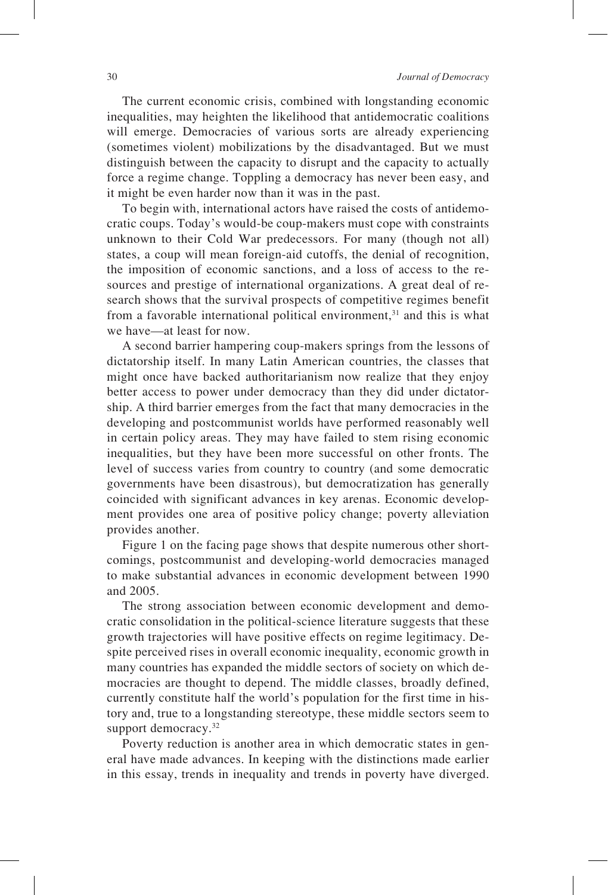The current economic crisis, combined with longstanding economic inequalities, may heighten the likelihood that antidemocratic coalitions will emerge. Democracies of various sorts are already experiencing (sometimes violent) mobilizations by the disadvantaged. But we must distinguish between the capacity to disrupt and the capacity to actually force a regime change. Toppling a democracy has never been easy, and it might be even harder now than it was in the past.

To begin with, international actors have raised the costs of antidemocratic coups. Today's would-be coup-makers must cope with constraints unknown to their Cold War predecessors. For many (though not all) states, a coup will mean foreign-aid cutoffs, the denial of recognition, the imposition of economic sanctions, and a loss of access to the resources and prestige of international organizations. A great deal of research shows that the survival prospects of competitive regimes benefit from a favorable international political environment,[31] and this is what we have—at least for now.

A second barrier hampering coup-makers springs from the lessons of dictatorship itself. In many Latin American countries, the classes that might once have backed authoritarianism now realize that they enjoy better access to power under democracy than they did under dictatorship. A third barrier emerges from the fact that many democracies in the developing and postcommunist worlds have performed reasonably well in certain policy areas. They may have failed to stem rising economic inequalities, but they have been more successful on other fronts. The level of success varies from country to country (and some democratic governments have been disastrous), but democratization has generally coincided with significant advances in key arenas. Economic development provides one area of positive policy change; poverty alleviation provides another.

Figure 1 on the facing page shows that despite numerous other shortcomings, postcommunist and developing-world democracies managed to make substantial advances in economic development between 1990 and 2005.

The strong association between economic development and democratic consolidation in the political-science literature suggests that these growth trajectories will have positive effects on regime legitimacy. Despite perceived rises in overall economic inequality, economic growth in many countries has expanded the middle sectors of society on which democracies are thought to depend. The middle classes, broadly defined, currently constitute half the world's population for the first time in history and, true to a longstanding stereotype, these middle sectors seem to support democracy.[32]

Poverty reduction is another area in which democratic states in general have made advances. In keeping with the distinctions made earlier in this essay, trends in inequality and trends in poverty have diverged.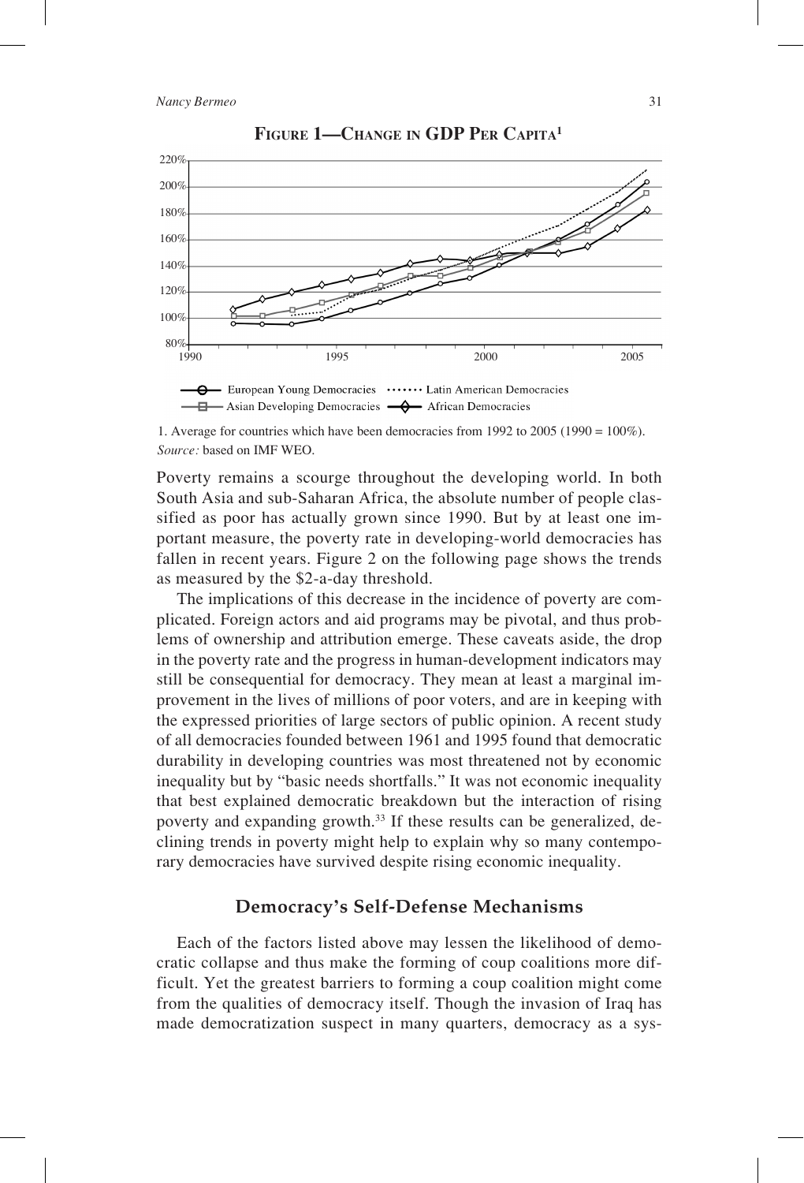**Figure 1—Change in GDP Per Capita**[1]

1. Average for countries which have been democracies from 1992 to 2005 (1990 = 100%).
*Source:* based on IMF WEO.

Poverty remains a scourge throughout the developing world. In both South Asia and sub-Saharan Africa, the absolute number of people classified as poor has actually grown since 1990. But by at least one important measure, the poverty rate in developing-world democracies has fallen in recent years. Figure 2 on the following page shows the trends as measured by the $2-a-day threshold.

The implications of this decrease in the incidence of poverty are complicated. Foreign actors and aid programs may be pivotal, and thus problems of ownership and attribution emerge. These caveats aside, the drop in the poverty rate and the progress in human-development indicators may still be consequential for democracy. They mean at least a marginal improvement in the lives of millions of poor voters, and are in keeping with the expressed priorities of large sectors of public opinion. A recent study of all democracies founded between 1961 and 1995 found that democratic durability in developing countries was most threatened not by economic inequality but by "basic needs shortfalls." It was not economic inequality that best explained democratic breakdown but the interaction of rising poverty and expanding growth.[33] If these results can be generalized, declining trends in poverty might help to explain why so many contemporary democracies have survived despite rising economic inequality.

## Democracy's Self-Defense Mechanisms

Each of the factors listed above may lessen the likelihood of democratic collapse and thus make the forming of coup coalitions more difficult. Yet the greatest barriers to forming a coup coalition might come from the qualities of democracy itself. Though the invasion of Iraq has made democratization suspect in many quarters, democracy as a sys-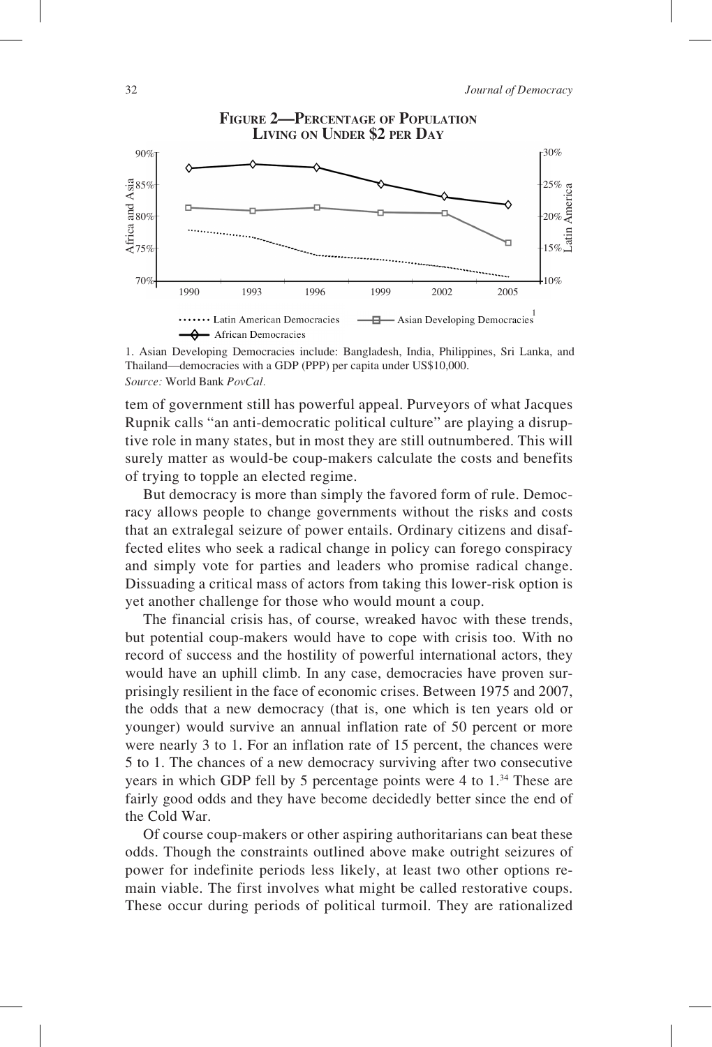**FIGURE 2—PERCENTAGE OF POPULATION LIVING ON UNDER $2 PER DAY**

1. Asian Developing Democracies include: Bangladesh, India, Philippines, Sri Lanka, and Thailand—democracies with a GDP (PPP) per capita under US$10,000.

*Source:* World Bank *PovCal.*

tem of government still has powerful appeal. Purveyors of what Jacques Rupnik calls "an anti-democratic political culture" are playing a disruptive role in many states, but in most they are still outnumbered. This will surely matter as would-be coup-makers calculate the costs and benefits of trying to topple an elected regime.

But democracy is more than simply the favored form of rule. Democracy allows people to change governments without the risks and costs that an extralegal seizure of power entails. Ordinary citizens and disaffected elites who seek a radical change in policy can forego conspiracy and simply vote for parties and leaders who promise radical change. Dissuading a critical mass of actors from taking this lower-risk option is yet another challenge for those who would mount a coup.

The financial crisis has, of course, wreaked havoc with these trends, but potential coup-makers would have to cope with crisis too. With no record of success and the hostility of powerful international actors, they would have an uphill climb. In any case, democracies have proven surprisingly resilient in the face of economic crises. Between 1975 and 2007, the odds that a new democracy (that is, one which is ten years old or younger) would survive an annual inflation rate of 50 percent or more were nearly 3 to 1. For an inflation rate of 15 percent, the chances were 5 to 1. The chances of a new democracy surviving after two consecutive years in which GDP fell by 5 percentage points were 4 to 1.[34] These are fairly good odds and they have become decidedly better since the end of the Cold War.

Of course coup-makers or other aspiring authoritarians can beat these odds. Though the constraints outlined above make outright seizures of power for indefinite periods less likely, at least two other options remain viable. The first involves what might be called restorative coups. These occur during periods of political turmoil. They are rationalized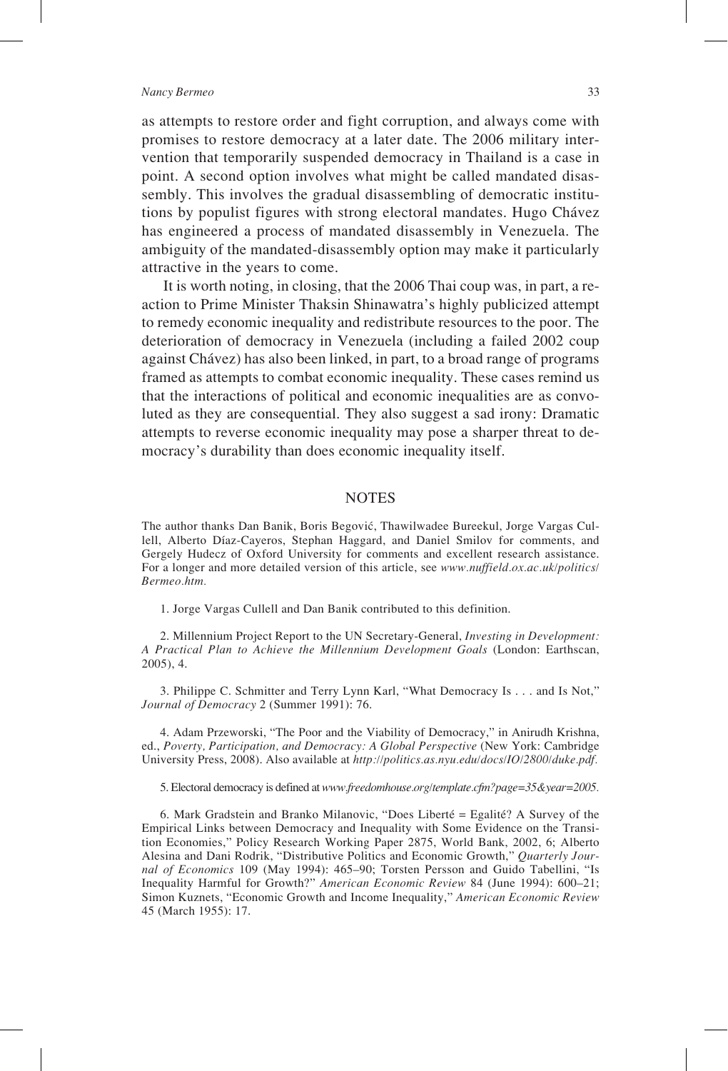as attempts to restore order and fight corruption, and always come with promises to restore democracy at a later date. The 2006 military intervention that temporarily suspended democracy in Thailand is a case in point. A second option involves what might be called mandated disassembly. This involves the gradual disassembling of democratic institutions by populist figures with strong electoral mandates. Hugo Chávez has engineered a process of mandated disassembly in Venezuela. The ambiguity of the mandated-disassembly option may make it particularly attractive in the years to come.

It is worth noting, in closing, that the 2006 Thai coup was, in part, a reaction to Prime Minister Thaksin Shinawatra's highly publicized attempt to remedy economic inequality and redistribute resources to the poor. The deterioration of democracy in Venezuela (including a failed 2002 coup against Chávez) has also been linked, in part, to a broad range of programs framed as attempts to combat economic inequality. These cases remind us that the interactions of political and economic inequalities are as convoluted as they are consequential. They also suggest a sad irony: Dramatic attempts to reverse economic inequality may pose a sharper threat to democracy's durability than does economic inequality itself.

## NOTES

The author thanks Dan Banik, Boris Begović, Thawilwadee Bureekul, Jorge Vargas Cullell, Alberto Díaz-Cayeros, Stephan Haggard, and Daniel Smilov for comments, and Gergely Hudecz of Oxford University for comments and excellent research assistance. For a longer and more detailed version of this article, see *www.nuffield.ox.ac.uk/politics/Bermeo.htm.*

1. Jorge Vargas Cullell and Dan Banik contributed to this definition.

2. Millennium Project Report to the UN Secretary-General, *Investing in Development: A Practical Plan to Achieve the Millennium Development Goals* (London: Earthscan, 2005), 4.

3. Philippe C. Schmitter and Terry Lynn Karl, "What Democracy Is . . . and Is Not," *Journal of Democracy* 2 (Summer 1991): 76.

4. Adam Przeworski, "The Poor and the Viability of Democracy," in Anirudh Krishna, ed., *Poverty, Participation, and Democracy: A Global Perspective* (New York: Cambridge University Press, 2008). Also available at *http://politics.as.nyu.edu/docs/IO/2800/duke.pdf.*

5. Electoral democracy is defined at *www.freedomhouse.org/template.cfm?page=35&year=2005.*

6. Mark Gradstein and Branko Milanovic, "Does Liberté = Egalité? A Survey of the Empirical Links between Democracy and Inequality with Some Evidence on the Transition Economies," Policy Research Working Paper 2875, World Bank, 2002, 6; Alberto Alesina and Dani Rodrik, "Distributive Politics and Economic Growth," *Quarterly Journal of Economics* 109 (May 1994): 465–90; Torsten Persson and Guido Tabellini, "Is Inequality Harmful for Growth?" *American Economic Review* 84 (June 1994): 600–21; Simon Kuznets, "Economic Growth and Income Inequality," *American Economic Review* 45 (March 1955): 17.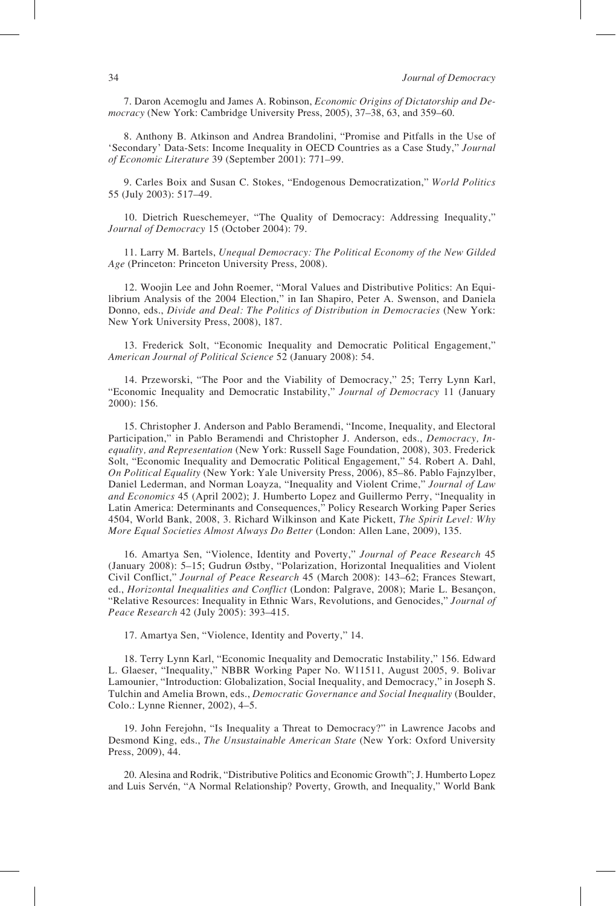7. Daron Acemoglu and James A. Robinson, *Economic Origins of Dictatorship and Democracy* (New York: Cambridge University Press, 2005), 37–38, 63, and 359–60.

8. Anthony B. Atkinson and Andrea Brandolini, "Promise and Pitfalls in the Use of 'Secondary' Data-Sets: Income Inequality in OECD Countries as a Case Study," *Journal of Economic Literature* 39 (September 2001): 771–99.

9. Carles Boix and Susan C. Stokes, "Endogenous Democratization," *World Politics* 55 (July 2003): 517–49.

10. Dietrich Rueschemeyer, "The Quality of Democracy: Addressing Inequality," *Journal of Democracy* 15 (October 2004): 79.

11. Larry M. Bartels, *Unequal Democracy: The Political Economy of the New Gilded Age* (Princeton: Princeton University Press, 2008).

12. Woojin Lee and John Roemer, "Moral Values and Distributive Politics: An Equilibrium Analysis of the 2004 Election," in Ian Shapiro, Peter A. Swenson, and Daniela Donno, eds., *Divide and Deal: The Politics of Distribution in Democracies* (New York: New York University Press, 2008), 187.

13. Frederick Solt, "Economic Inequality and Democratic Political Engagement," *American Journal of Political Science* 52 (January 2008): 54.

14. Przeworski, "The Poor and the Viability of Democracy," 25; Terry Lynn Karl, "Economic Inequality and Democratic Instability," *Journal of Democracy* 11 (January 2000): 156.

15. Christopher J. Anderson and Pablo Beramendi, "Income, Inequality, and Electoral Participation," in Pablo Beramendi and Christopher J. Anderson, eds., *Democracy, Inequality, and Representation* (New York: Russell Sage Foundation, 2008), 303. Frederick Solt, "Economic Inequality and Democratic Political Engagement," 54. Robert A. Dahl, *On Political Equality* (New York: Yale University Press, 2006), 85–86. Pablo Fajnzylber, Daniel Lederman, and Norman Loayza, "Inequality and Violent Crime," *Journal of Law and Economics* 45 (April 2002); J. Humberto Lopez and Guillermo Perry, "Inequality in Latin America: Determinants and Consequences," Policy Research Working Paper Series 4504, World Bank, 2008, 3. Richard Wilkinson and Kate Pickett, *The Spirit Level: Why More Equal Societies Almost Always Do Better* (London: Allen Lane, 2009), 135.

16. Amartya Sen, "Violence, Identity and Poverty," *Journal of Peace Research* 45 (January 2008): 5–15; Gudrun Østby, "Polarization, Horizontal Inequalities and Violent Civil Conflict," *Journal of Peace Research* 45 (March 2008): 143–62; Frances Stewart, ed., *Horizontal Inequalities and Conflict* (London: Palgrave, 2008); Marie L. Besançon, "Relative Resources: Inequality in Ethnic Wars, Revolutions, and Genocides," *Journal of Peace Research* 42 (July 2005): 393–415.

17. Amartya Sen, "Violence, Identity and Poverty," 14.

18. Terry Lynn Karl, "Economic Inequality and Democratic Instability," 156. Edward L. Glaeser, "Inequality," NBBR Working Paper No. W11511, August 2005, 9. Bolivar Lamounier, "Introduction: Globalization, Social Inequality, and Democracy," in Joseph S. Tulchin and Amelia Brown, eds., *Democratic Governance and Social Inequality* (Boulder, Colo.: Lynne Rienner, 2002), 4–5.

19. John Ferejohn, "Is Inequality a Threat to Democracy?" in Lawrence Jacobs and Desmond King, eds., *The Unsustainable American State* (New York: Oxford University Press, 2009), 44.

20. Alesina and Rodrik, "Distributive Politics and Economic Growth"; J. Humberto Lopez and Luis Servén, "A Normal Relationship? Poverty, Growth, and Inequality," World Bank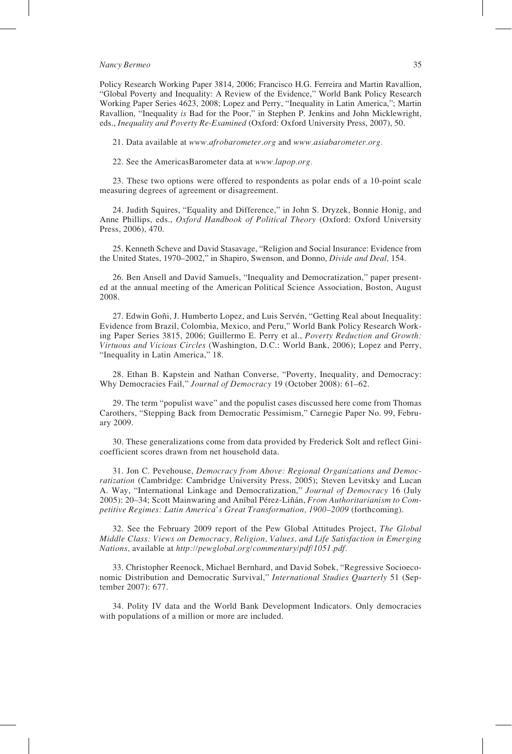Policy Research Working Paper 3814, 2006; Francisco H.G. Ferreira and Martin Ravallion, "Global Poverty and Inequality: A Review of the Evidence," World Bank Policy Research Working Paper Series 4623, 2008; Lopez and Perry, "Inequality in Latin America,"; Martin Ravallion, "Inequality *is* Bad for the Poor," in Stephen P. Jenkins and John Micklewright, eds., *Inequality and Poverty Re-Examined* (Oxford: Oxford University Press, 2007), 50.

21. Data available at *www.afrobarometer.org* and *www.asiabarometer.org.*

22. See the AmericasBarometer data at *www.lapop.org.*

23. These two options were offered to respondents as polar ends of a 10-point scale measuring degrees of agreement or disagreement.

24. Judith Squires, "Equality and Difference," in John S. Dryzek, Bonnie Honig, and Anne Phillips, eds., *Oxford Handbook of Political Theory* (Oxford: Oxford University Press, 2006), 470.

25. Kenneth Scheve and David Stasavage, "Religion and Social Insurance: Evidence from the United States, 1970–2002," in Shapiro, Swenson, and Donno, *Divide and Deal,* 154.

26. Ben Ansell and David Samuels, "Inequality and Democratization," paper presented at the annual meeting of the American Political Science Association, Boston, August 2008.

27. Edwin Goñi, J. Humberto Lopez, and Luis Servén, "Getting Real about Inequality: Evidence from Brazil, Colombia, Mexico, and Peru," World Bank Policy Research Working Paper Series 3815, 2006; Guillermo E. Perry et al., *Poverty Reduction and Growth: Virtuous and Vicious Circles* (Washington, D.C.: World Bank, 2006); Lopez and Perry, "Inequality in Latin America," 18.

28. Ethan B. Kapstein and Nathan Converse, "Poverty, Inequality, and Democracy: Why Democracies Fail," *Journal of Democracy* 19 (October 2008): 61–62.

29. The term "populist wave" and the populist cases discussed here come from Thomas Carothers, "Stepping Back from Democratic Pessimism," Carnegie Paper No. 99, February 2009.

30. These generalizations come from data provided by Frederick Solt and reflect Gini-coefficient scores drawn from net household data.

31. Jon C. Pevehouse, *Democracy from Above: Regional Organizations and Democratization* (Cambridge: Cambridge University Press, 2005); Steven Levitsky and Lucan A. Way, "International Linkage and Democratization," *Journal of Democracy* 16 (July 2005): 20–34; Scott Mainwaring and Aníbal Pérez-Liñán, *From Authoritarianism to Competitive Regimes: Latin America's Great Transformation, 1900–2009* (forthcoming).

32. See the February 2009 report of the Pew Global Attitudes Project, *The Global Middle Class: Views on Democracy, Religion, Values, and Life Satisfaction in Emerging Nations,* available at *http://pewglobal.org/commentary/pdf/1051.pdf.*

33. Christopher Reenock, Michael Bernhard, and David Sobek, "Regressive Socioeconomic Distribution and Democratic Survival," *International Studies Quarterly* 51 (September 2007): 677.

34. Polity IV data and the World Bank Development Indicators. Only democracies with populations of a million or more are included.